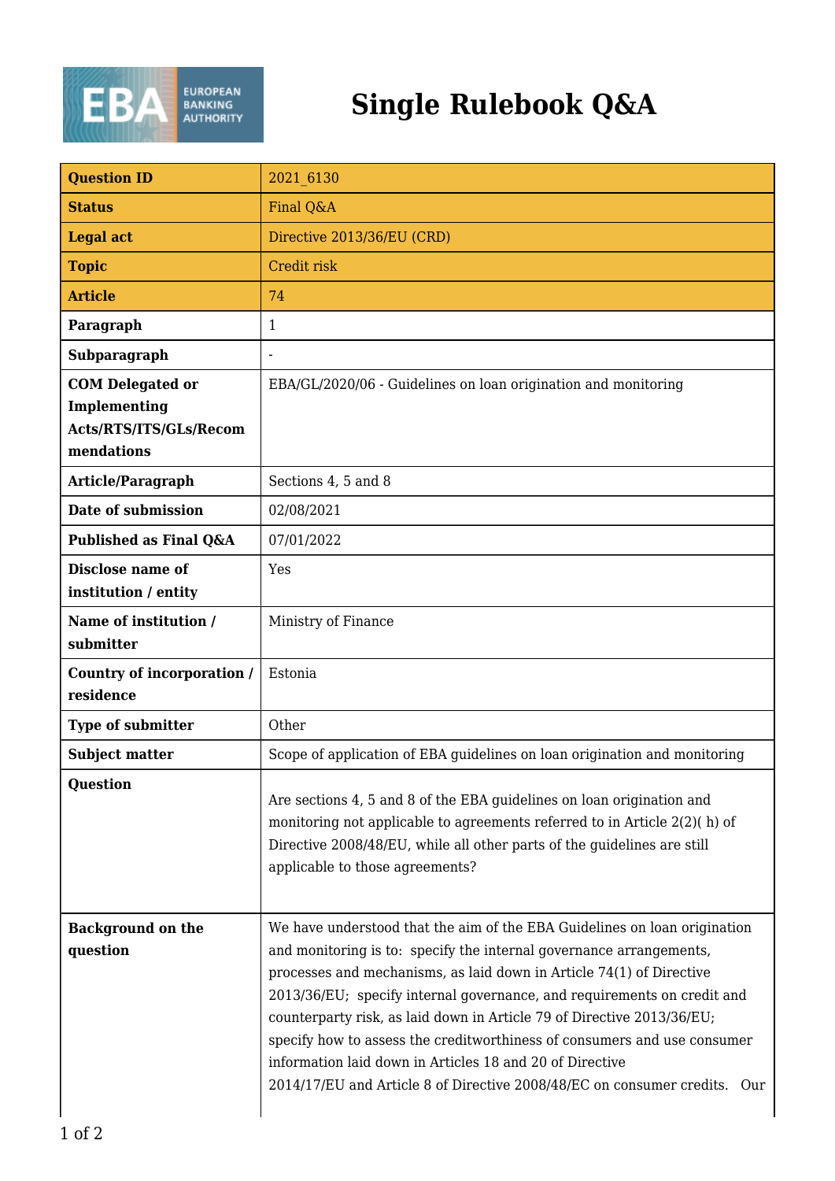# Single Rulebook Q&A

| | |
|---|---|
| **Question ID** | 2021_6130 |
| **Status** | Final Q&A |
| **Legal act** | Directive 2013/36/EU (CRD) |
| **Topic** | Credit risk |
| **Article** | 74 |
| **Paragraph** | 1 |
| **Subparagraph** | - |
| **COM Delegated or Implementing Acts/RTS/ITS/GLs/Recommendations** | EBA/GL/2020/06 - Guidelines on loan origination and monitoring |
| **Article/Paragraph** | Sections 4, 5 and 8 |
| **Date of submission** | 02/08/2021 |
| **Published as Final Q&A** | 07/01/2022 |
| **Disclose name of institution / entity** | Yes |
| **Name of institution / submitter** | Ministry of Finance |
| **Country of incorporation / residence** | Estonia |
| **Type of submitter** | Other |
| **Subject matter** | Scope of application of EBA guidelines on loan origination and monitoring |
| **Question** | Are sections 4, 5 and 8 of the EBA guidelines on loan origination and monitoring not applicable to agreements referred to in Article 2(2)( h) of Directive 2008/48/EU, while all other parts of the guidelines are still applicable to those agreements? |
| **Background on the question** | We have understood that the aim of the EBA Guidelines on loan origination and monitoring is to: specify the internal governance arrangements, processes and mechanisms, as laid down in Article 74(1) of Directive 2013/36/EU; specify internal governance, and requirements on credit and counterparty risk, as laid down in Article 79 of Directive 2013/36/EU; specify how to assess the creditworthiness of consumers and use consumer information laid down in Articles 18 and 20 of Directive 2014/17/EU and Article 8 of Directive 2008/48/EC on consumer credits. Our |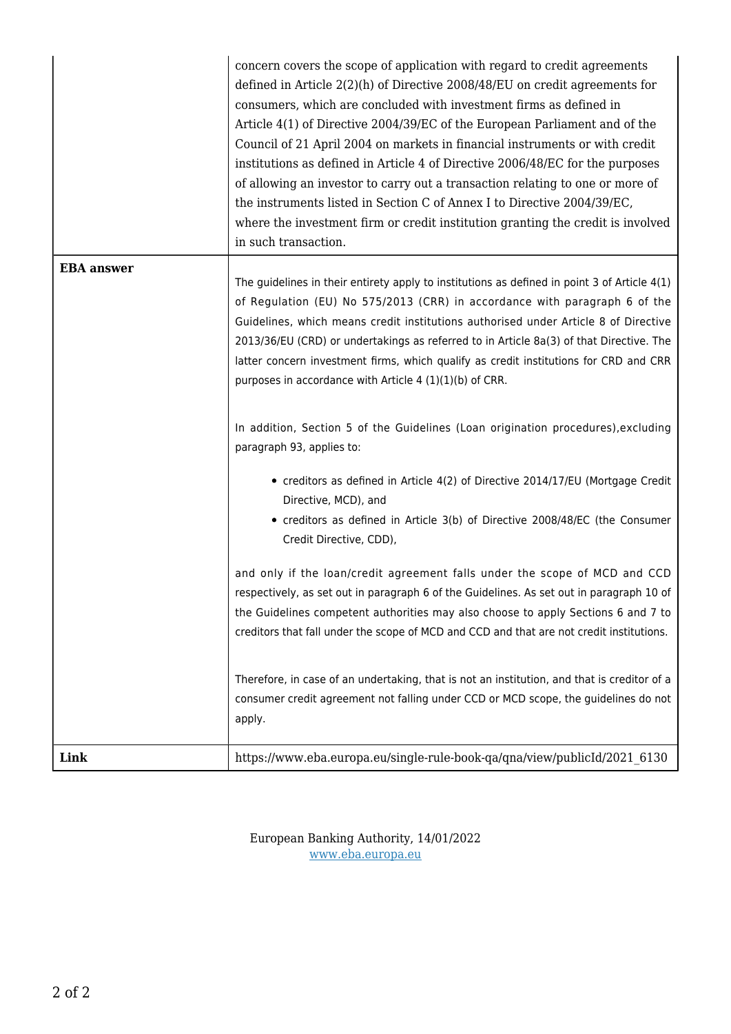| | |
|---|---|
| | concern covers the scope of application with regard to credit agreements defined in Article 2(2)(h) of Directive 2008/48/EU on credit agreements for consumers, which are concluded with investment firms as defined in Article 4(1) of Directive 2004/39/EC of the European Parliament and of the Council of 21 April 2004 on markets in financial instruments or with credit institutions as defined in Article 4 of Directive 2006/48/EC for the purposes of allowing an investor to carry out a transaction relating to one or more of the instruments listed in Section C of Annex I to Directive 2004/39/EC, where the investment firm or credit institution granting the credit is involved in such transaction. |
| **EBA answer** | The guidelines in their entirety apply to institutions as defined in point 3 of Article 4(1) of Regulation (EU) No 575/2013 (CRR) in accordance with paragraph 6 of the Guidelines, which means credit institutions authorised under Article 8 of Directive 2013/36/EU (CRD) or undertakings as referred to in Article 8a(3) of that Directive. The latter concern investment firms, which qualify as credit institutions for CRD and CRR purposes in accordance with Article 4 (1)(1)(b) of CRR.<br><br>In addition, Section 5 of the Guidelines (Loan origination procedures),excluding paragraph 93, applies to:<br><br>• creditors as defined in Article 4(2) of Directive 2014/17/EU (Mortgage Credit Directive, MCD), and<br>• creditors as defined in Article 3(b) of Directive 2008/48/EC (the Consumer Credit Directive, CDD),<br><br>and only if the loan/credit agreement falls under the scope of MCD and CCD respectively, as set out in paragraph 6 of the Guidelines. As set out in paragraph 10 of the Guidelines competent authorities may also choose to apply Sections 6 and 7 to creditors that fall under the scope of MCD and CCD and that are not credit institutions.<br><br>Therefore, in case of an undertaking, that is not an institution, and that is creditor of a consumer credit agreement not falling under CCD or MCD scope, the guidelines do not apply. |
| **Link** | https://www.eba.europa.eu/single-rule-book-qa/qna/view/publicId/2021_6130 |

European Banking Authority, 14/01/2022
www.eba.europa.eu